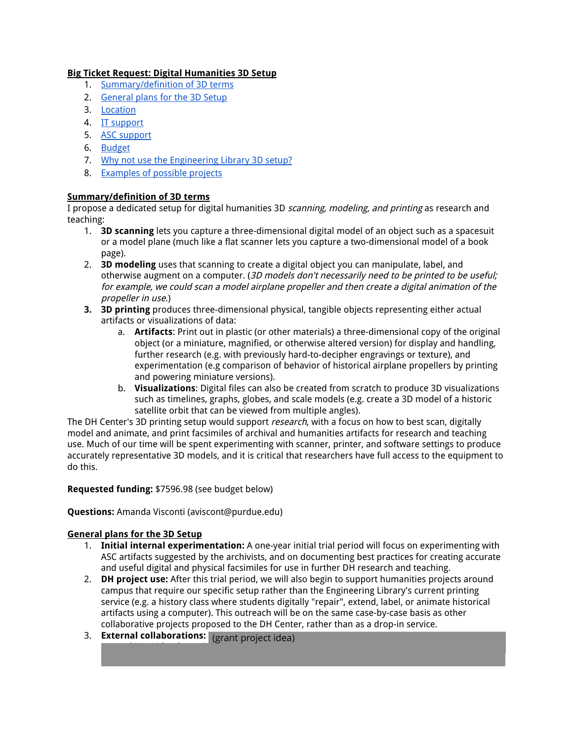**Big Ticket Request: Digital Humanities 3D Setup**

1. Summary/definition of 3D terms
2. General plans for the 3D Setup
3. Location
4. IT support
5. ASC support
6. Budget
7. Why not use the Engineering Library 3D setup?
8. Examples of possible projects

**Summary/definition of 3D terms**

I propose a dedicated setup for digital humanities 3D *scanning, modeling, and printing* as research and teaching:

1. **3D scanning** lets you capture a three-dimensional digital model of an object such as a spacesuit or a model plane (much like a flat scanner lets you capture a two-dimensional model of a book page).
2. **3D modeling** uses that scanning to create a digital object you can manipulate, label, and otherwise augment on a computer. (*3D models don't necessarily need to be printed to be useful; for example, we could scan a model airplane propeller and then create a digital animation of the propeller in use.*)
3. **3D printing** produces three-dimensional physical, tangible objects representing either actual artifacts or visualizations of data:
   a. **Artifacts**: Print out in plastic (or other materials) a three-dimensional copy of the original object (or a miniature, magnified, or otherwise altered version) for display and handling, further research (e.g. with previously hard-to-decipher engravings or texture), and experimentation (e.g comparison of behavior of historical airplane propellers by printing and powering miniature versions).
   b. **Visualizations**: Digital files can also be created from scratch to produce 3D visualizations such as timelines, graphs, globes, and scale models (e.g. create a 3D model of a historic satellite orbit that can be viewed from multiple angles).

The DH Center's 3D printing setup would support *research*, with a focus on how to best scan, digitally model and animate, and print facsimiles of archival and humanities artifacts for research and teaching use. Much of our time will be spent experimenting with scanner, printer, and software settings to produce accurately representative 3D models, and it is critical that researchers have full access to the equipment to do this.

**Requested funding:** $7596.98 (see budget below)

**Questions:** Amanda Visconti (aviscont@purdue.edu)

**General plans for the 3D Setup**

1. **Initial internal experimentation:** A one-year initial trial period will focus on experimenting with ASC artifacts suggested by the archivists, and on documenting best practices for creating accurate and useful digital and physical facsimiles for use in further DH research and teaching.
2. **DH project use:** After this trial period, we will also begin to support humanities projects around campus that require our specific setup rather than the Engineering Library's current printing service (e.g. a history class where students digitally "repair", extend, label, or animate historical artifacts using a computer). This outreach will be on the same case-by-case basis as other collaborative projects proposed to the DH Center, rather than as a drop-in service.
3. **External collaborations:** (grant project idea)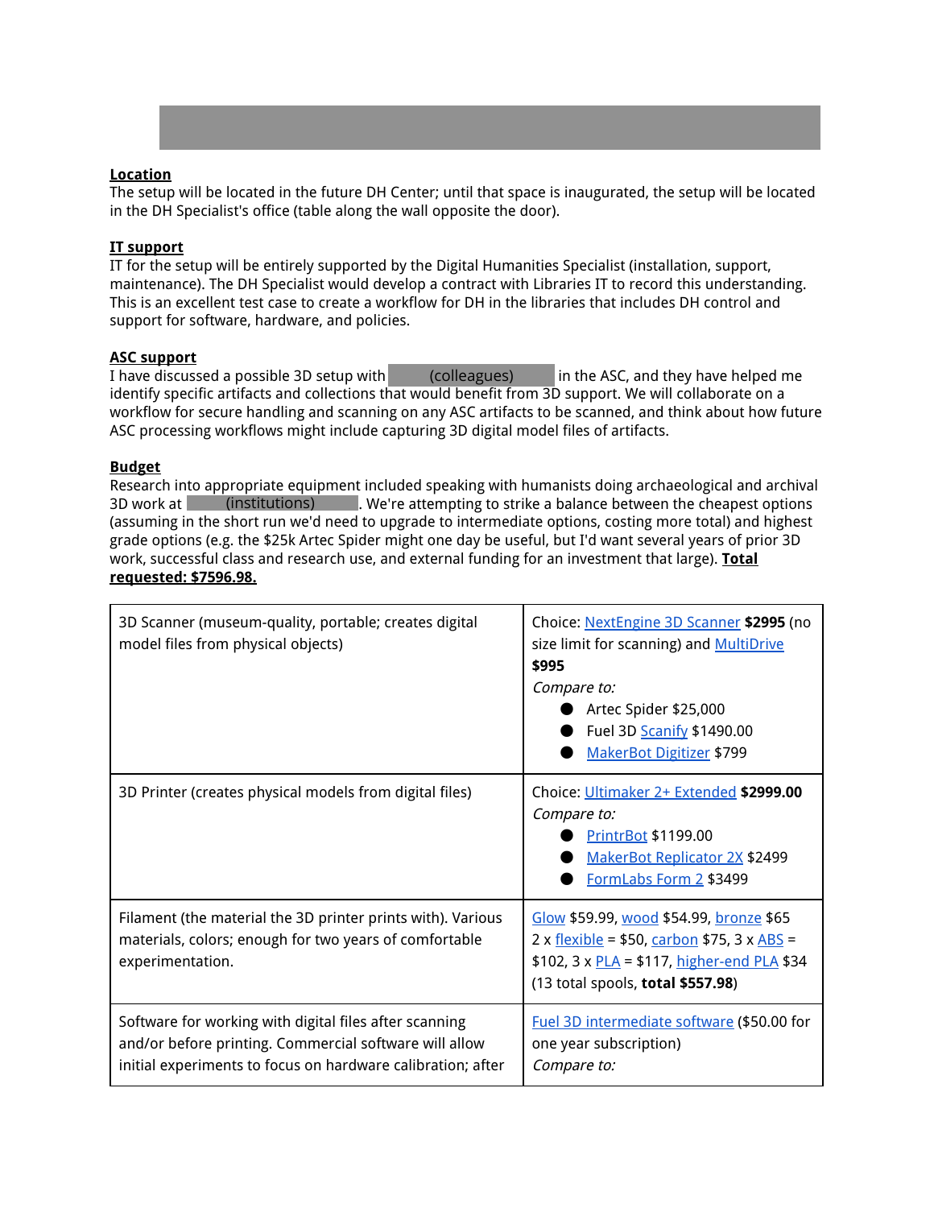**Location**
The setup will be located in the future DH Center; until that space is inaugurated, the setup will be located in the DH Specialist's office (table along the wall opposite the door).

**IT support**
IT for the setup will be entirely supported by the Digital Humanities Specialist (installation, support, maintenance). The DH Specialist would develop a contract with Libraries IT to record this understanding. This is an excellent test case to create a workflow for DH in the libraries that includes DH control and support for software, hardware, and policies.

**ASC support**
I have discussed a possible 3D setup with (colleagues) in the ASC, and they have helped me identify specific artifacts and collections that would benefit from 3D support. We will collaborate on a workflow for secure handling and scanning on any ASC artifacts to be scanned, and think about how future ASC processing workflows might include capturing 3D digital model files of artifacts.

**Budget**
Research into appropriate equipment included speaking with humanists doing archaeological and archival 3D work at (institutions). We're attempting to strike a balance between the cheapest options (assuming in the short run we'd need to upgrade to intermediate options, costing more total) and highest grade options (e.g. the $25k Artec Spider might one day be useful, but I'd want several years of prior 3D work, successful class and research use, and external funding for an investment that large). **Total requested: $7596.98.**

| | |
|---|---|
| 3D Scanner (museum-quality, portable; creates digital model files from physical objects) | Choice: NextEngine 3D Scanner **$2995** (no size limit for scanning) and MultiDrive **$995**<br>*Compare to:*<br>• Artec Spider $25,000<br>• Fuel 3D Scanify $1490.00<br>• MakerBot Digitizer $799 |
| 3D Printer (creates physical models from digital files) | Choice: Ultimaker 2+ Extended **$2999.00**<br>*Compare to:*<br>• PrintrBot $1199.00<br>• MakerBot Replicator 2X $2499<br>• FormLabs Form 2 $3499 |
| Filament (the material the 3D printer prints with). Various materials, colors; enough for two years of comfortable experimentation. | Glow $59.99, wood $54.99, bronze $65<br>2 x flexible = $50, carbon $75, 3 x ABS = $102, 3 x PLA = $117, higher-end PLA $34<br>(13 total spools, **total $557.98**) |
| Software for working with digital files after scanning and/or before printing. Commercial software will allow initial experiments to focus on hardware calibration; after | Fuel 3D intermediate software ($50.00 for one year subscription)<br>*Compare to:* |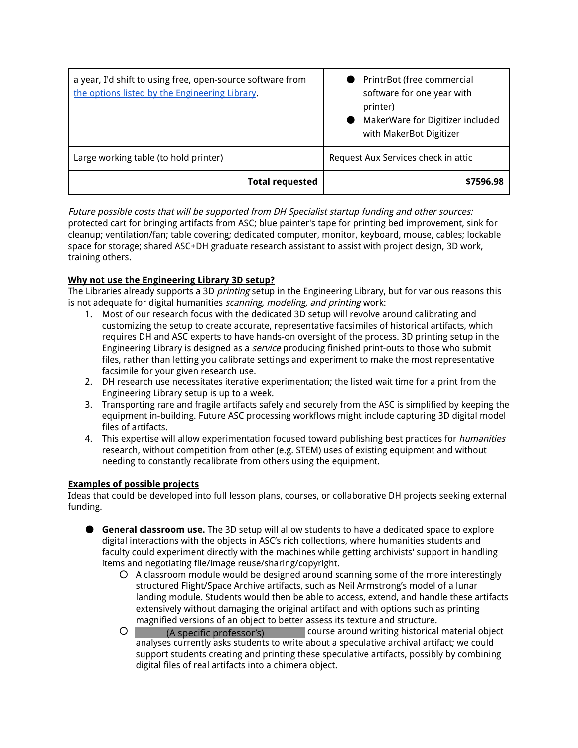| | |
|---|---|
| a year, I'd shift to using free, open-source software from [the options listed by the Engineering Library](). | • PrintrBot (free commercial software for one year with printer)<br>• MakerWare for Digitizer included with MakerBot Digitizer |
| Large working table (to hold printer) | Request Aux Services check in attic |
| **Total requested** | **$7596.98** |

*Future possible costs that will be supported from DH Specialist startup funding and other sources:* protected cart for bringing artifacts from ASC; blue painter's tape for printing bed improvement, sink for cleanup; ventilation/fan; table covering; dedicated computer, monitor, keyboard, mouse, cables; lockable space for storage; shared ASC+DH graduate research assistant to assist with project design, 3D work, training others.

**Why not use the Engineering Library 3D setup?**

The Libraries already supports a 3D *printing* setup in the Engineering Library, but for various reasons this is not adequate for digital humanities *scanning, modeling, and printing* work:

1. Most of our research focus with the dedicated 3D setup will revolve around calibrating and customizing the setup to create accurate, representative facsimiles of historical artifacts, which requires DH and ASC experts to have hands-on oversight of the process. 3D printing setup in the Engineering Library is designed as a *service* producing finished print-outs to those who submit files, rather than letting you calibrate settings and experiment to make the most representative facsimile for your given research use.
2. DH research use necessitates iterative experimentation; the listed wait time for a print from the Engineering Library setup is up to a week.
3. Transporting rare and fragile artifacts safely and securely from the ASC is simplified by keeping the equipment in-building. Future ASC processing workflows might include capturing 3D digital model files of artifacts.
4. This expertise will allow experimentation focused toward publishing best practices for *humanities* research, without competition from other (e.g. STEM) uses of existing equipment and without needing to constantly recalibrate from others using the equipment.

**Examples of possible projects**

Ideas that could be developed into full lesson plans, courses, or collaborative DH projects seeking external funding.

- **General classroom use.** The 3D setup will allow students to have a dedicated space to explore digital interactions with the objects in ASC's rich collections, where humanities students and faculty could experiment directly with the machines while getting archivists' support in handling items and negotiating file/image reuse/sharing/copyright.
  - A classroom module would be designed around scanning some of the more interestingly structured Flight/Space Archive artifacts, such as Neil Armstrong's model of a lunar landing module. Students would then be able to access, extend, and handle these artifacts extensively without damaging the original artifact and with options such as printing magnified versions of an object to better assess its texture and structure.
  - (A specific professor's) course around writing historical material object analyses currently asks students to write about a speculative archival artifact; we could support students creating and printing these speculative artifacts, possibly by combining digital files of real artifacts into a chimera object.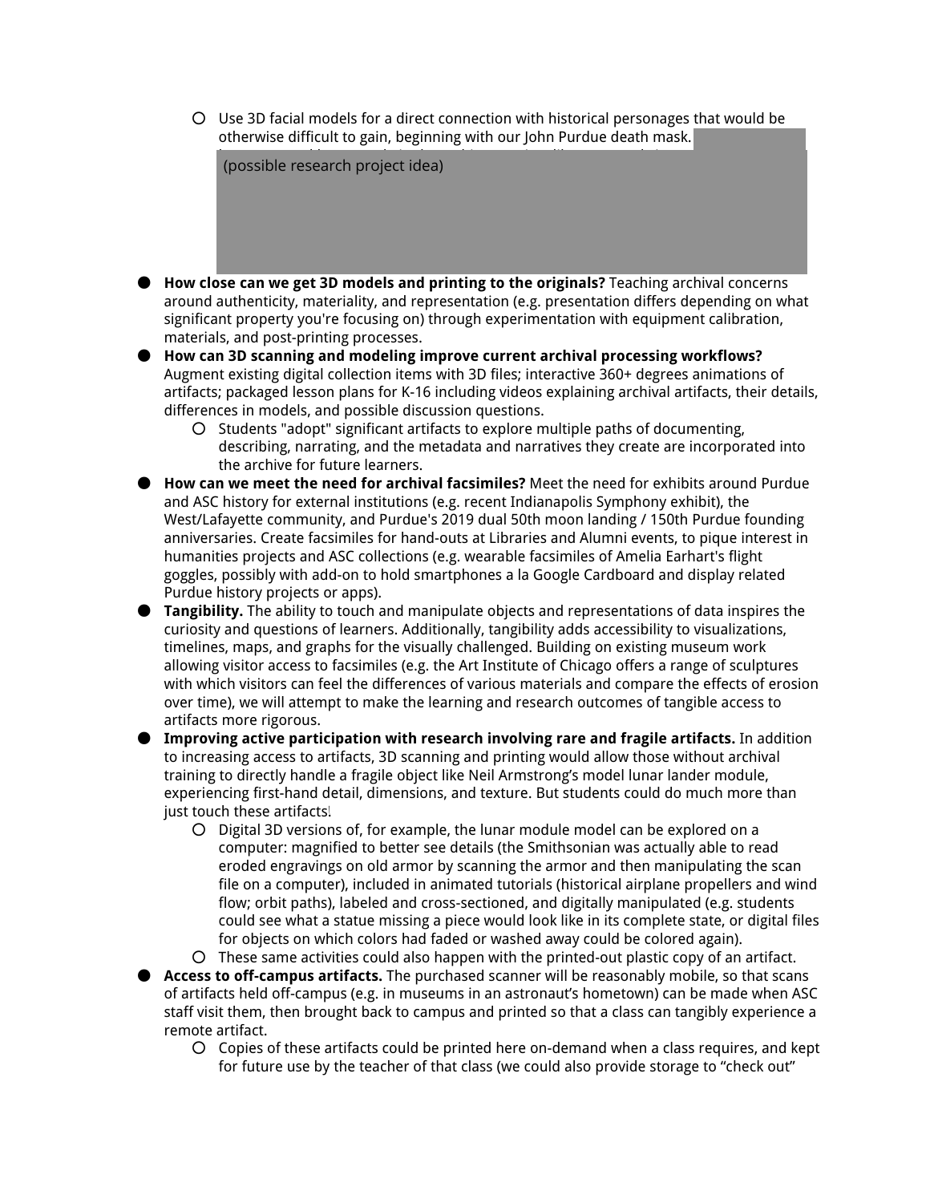- Use 3D facial models for a direct connection with historical personages that would be otherwise difficult to gain, beginning with our John Purdue death mask.

  (possible research project idea)

- **How close can we get 3D models and printing to the originals?** Teaching archival concerns around authenticity, materiality, and representation (e.g. presentation differs depending on what significant property you're focusing on) through experimentation with equipment calibration, materials, and post-printing processes.
- **How can 3D scanning and modeling improve current archival processing workflows?** Augment existing digital collection items with 3D files; interactive 360+ degrees animations of artifacts; packaged lesson plans for K-16 including videos explaining archival artifacts, their details, differences in models, and possible discussion questions.
  - Students "adopt" significant artifacts to explore multiple paths of documenting, describing, narrating, and the metadata and narratives they create are incorporated into the archive for future learners.
- **How can we meet the need for archival facsimiles?** Meet the need for exhibits around Purdue and ASC history for external institutions (e.g. recent Indianapolis Symphony exhibit), the West/Lafayette community, and Purdue's 2019 dual 50th moon landing / 150th Purdue founding anniversaries. Create facsimiles for hand-outs at Libraries and Alumni events, to pique interest in humanities projects and ASC collections (e.g. wearable facsimiles of Amelia Earhart's flight goggles, possibly with add-on to hold smartphones a la Google Cardboard and display related Purdue history projects or apps).
- **Tangibility.** The ability to touch and manipulate objects and representations of data inspires the curiosity and questions of learners. Additionally, tangibility adds accessibility to visualizations, timelines, maps, and graphs for the visually challenged. Building on existing museum work allowing visitor access to facsimiles (e.g. the Art Institute of Chicago offers a range of sculptures with which visitors can feel the differences of various materials and compare the effects of erosion over time), we will attempt to make the learning and research outcomes of tangible access to artifacts more rigorous.
- **Improving active participation with research involving rare and fragile artifacts.** In addition to increasing access to artifacts, 3D scanning and printing would allow those without archival training to directly handle a fragile object like Neil Armstrong's model lunar lander module, experiencing first-hand detail, dimensions, and texture. But students could do much more than just touch these artifacts.
  - Digital 3D versions of, for example, the lunar module model can be explored on a computer: magnified to better see details (the Smithsonian was actually able to read eroded engravings on old armor by scanning the armor and then manipulating the scan file on a computer), included in animated tutorials (historical airplane propellers and wind flow; orbit paths), labeled and cross-sectioned, and digitally manipulated (e.g. students could see what a statue missing a piece would look like in its complete state, or digital files for objects on which colors had faded or washed away could be colored again).
  - These same activities could also happen with the printed-out plastic copy of an artifact.
- **Access to off-campus artifacts.** The purchased scanner will be reasonably mobile, so that scans of artifacts held off-campus (e.g. in museums in an astronaut's hometown) can be made when ASC staff visit them, then brought back to campus and printed so that a class can tangibly experience a remote artifact.
  - Copies of these artifacts could be printed here on-demand when a class requires, and kept for future use by the teacher of that class (we could also provide storage to "check out"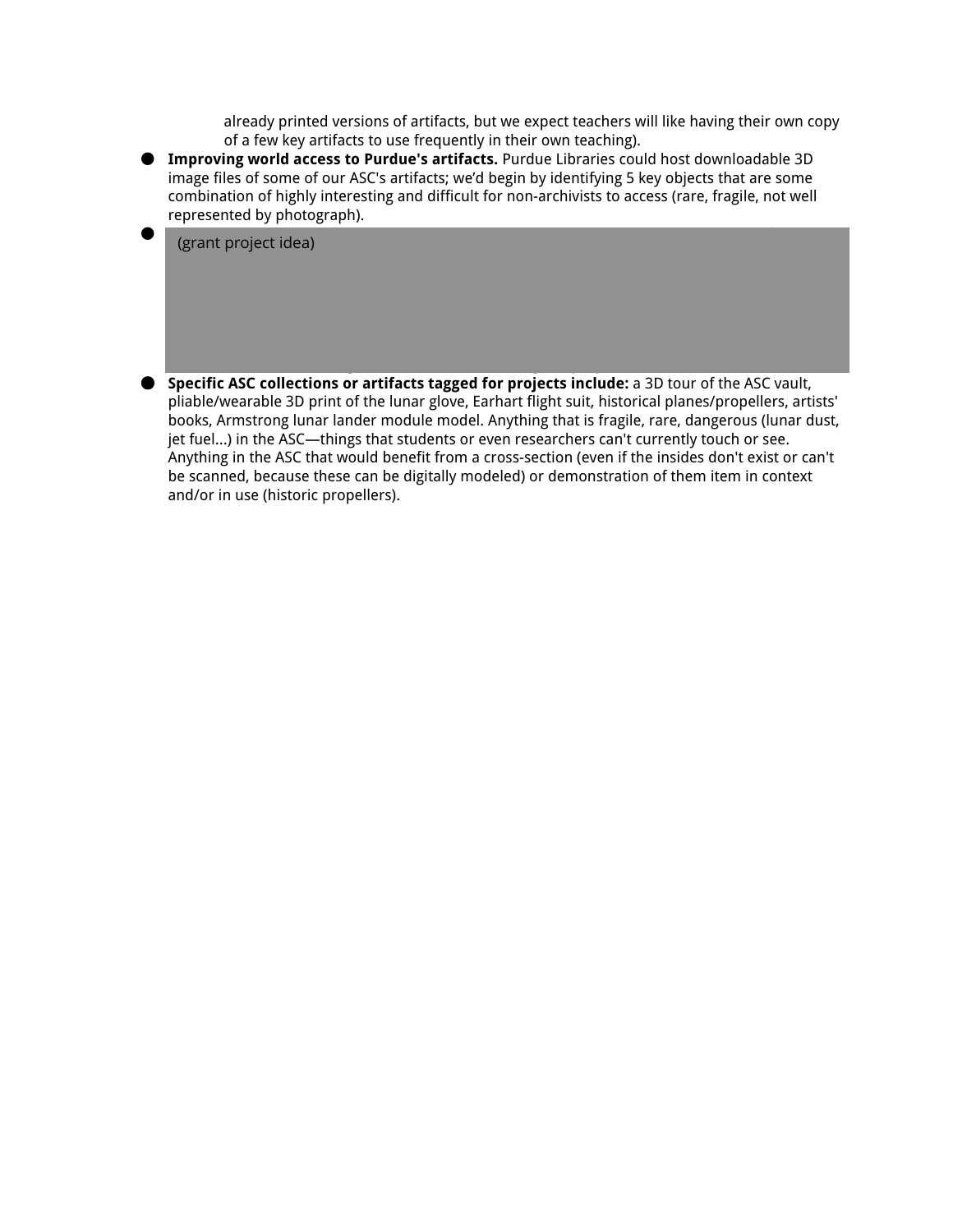already printed versions of artifacts, but we expect teachers will like having their own copy of a few key artifacts to use frequently in their own teaching).

- **Improving world access to Purdue's artifacts.** Purdue Libraries could host downloadable 3D image files of some of our ASC's artifacts; we'd begin by identifying 5 key objects that are some combination of highly interesting and difficult for non-archivists to access (rare, fragile, not well represented by photograph).
- (grant project idea)
- **Specific ASC collections or artifacts tagged for projects include:** a 3D tour of the ASC vault, pliable/wearable 3D print of the lunar glove, Earhart flight suit, historical planes/propellers, artists' books, Armstrong lunar lander module model. Anything that is fragile, rare, dangerous (lunar dust, jet fuel...) in the ASC—things that students or even researchers can't currently touch or see. Anything in the ASC that would benefit from a cross-section (even if the insides don't exist or can't be scanned, because these can be digitally modeled) or demonstration of them item in context and/or in use (historic propellers).